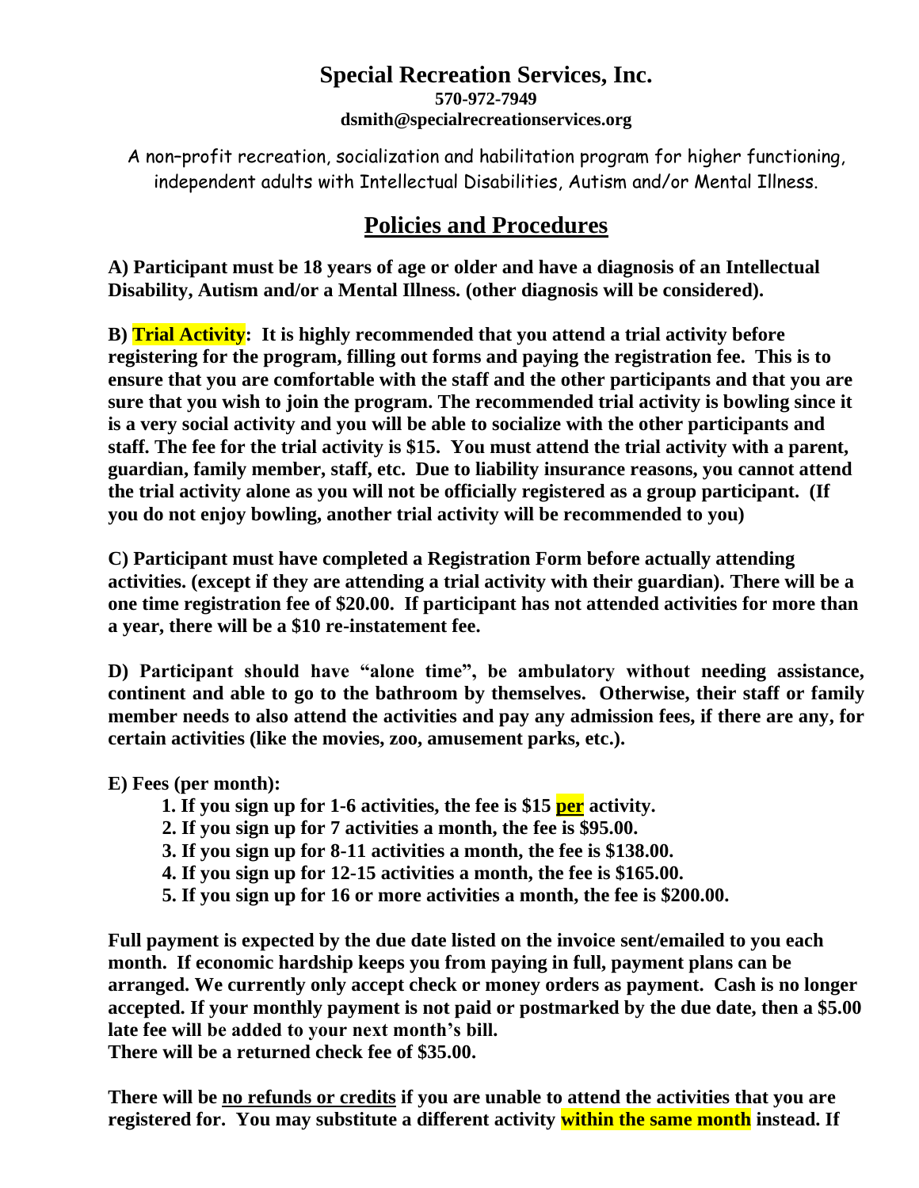# Special Recreation Services, Inc.

**570-972-7949**

**dsmith@specialrecreationservices.org**

A non–profit recreation, socialization and habilitation program for higher functioning, independent adults with Intellectual Disabilities, Autism and/or Mental Illness.

## Policies and Procedures

**A) Participant must be 18 years of age or older and have a diagnosis of an Intellectual Disability, Autism and/or a Mental Illness. (other diagnosis will be considered).**

**B) Trial Activity: It is highly recommended that you attend a trial activity before registering for the program, filling out forms and paying the registration fee. This is to ensure that you are comfortable with the staff and the other participants and that you are sure that you wish to join the program. The recommended trial activity is bowling since it is a very social activity and you will be able to socialize with the other participants and staff. The fee for the trial activity is $15. You must attend the trial activity with a parent, guardian, family member, staff, etc. Due to liability insurance reasons, you cannot attend the trial activity alone as you will not be officially registered as a group participant. (If you do not enjoy bowling, another trial activity will be recommended to you)**

**C) Participant must have completed a Registration Form before actually attending activities. (except if they are attending a trial activity with their guardian). There will be a one time registration fee of $20.00. If participant has not attended activities for more than a year, there will be a $10 re-instatement fee.**

**D) Participant should have "alone time", be ambulatory without needing assistance, continent and able to go to the bathroom by themselves. Otherwise, their staff or family member needs to also attend the activities and pay any admission fees, if there are any, for certain activities (like the movies, zoo, amusement parks, etc.).**

**E) Fees (per month):**

1. **If you sign up for 1-6 activities, the fee is $15 per activity.**
2. **If you sign up for 7 activities a month, the fee is $95.00.**
3. **If you sign up for 8-11 activities a month, the fee is $138.00.**
4. **If you sign up for 12-15 activities a month, the fee is $165.00.**
5. **If you sign up for 16 or more activities a month, the fee is $200.00.**

**Full payment is expected by the due date listed on the invoice sent/emailed to you each month. If economic hardship keeps you from paying in full, payment plans can be arranged. We currently only accept check or money orders as payment. Cash is no longer accepted. If your monthly payment is not paid or postmarked by the due date, then a $5.00 late fee will be added to your next month's bill.**
**There will be a returned check fee of $35.00.**

**There will be no refunds or credits if you are unable to attend the activities that you are registered for. You may substitute a different activity within the same month instead. If**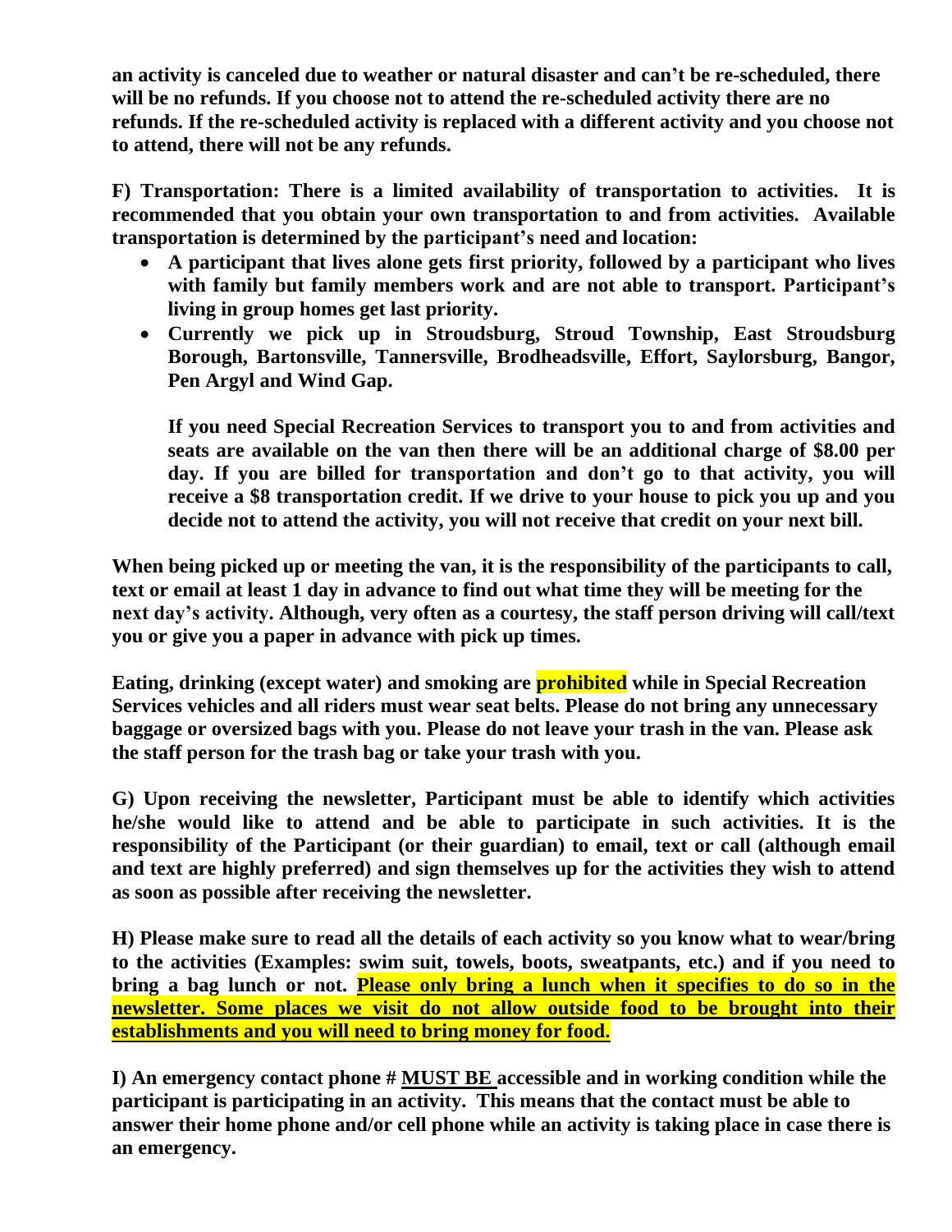**an activity is canceled due to weather or natural disaster and can't be re-scheduled, there will be no refunds. If you choose not to attend the re-scheduled activity there are no refunds. If the re-scheduled activity is replaced with a different activity and you choose not to attend, there will not be any refunds.**

**F) Transportation: There is a limited availability of transportation to activities. It is recommended that you obtain your own transportation to and from activities. Available transportation is determined by the participant's need and location:**

- **A participant that lives alone gets first priority, followed by a participant who lives with family but family members work and are not able to transport. Participant's living in group homes get last priority.**
- **Currently we pick up in Stroudsburg, Stroud Township, East Stroudsburg Borough, Bartonsville, Tannersville, Brodheadsville, Effort, Saylorsburg, Bangor, Pen Argyl and Wind Gap.**

  **If you need Special Recreation Services to transport you to and from activities and seats are available on the van then there will be an additional charge of $8.00 per day. If you are billed for transportation and don't go to that activity, you will receive a $8 transportation credit. If we drive to your house to pick you up and you decide not to attend the activity, you will not receive that credit on your next bill.**

**When being picked up or meeting the van, it is the responsibility of the participants to call, text or email at least 1 day in advance to find out what time they will be meeting for the next day's activity. Although, very often as a courtesy, the staff person driving will call/text you or give you a paper in advance with pick up times.**

**Eating, drinking (except water) and smoking are prohibited while in Special Recreation Services vehicles and all riders must wear seat belts. Please do not bring any unnecessary baggage or oversized bags with you. Please do not leave your trash in the van. Please ask the staff person for the trash bag or take your trash with you.**

**G) Upon receiving the newsletter, Participant must be able to identify which activities he/she would like to attend and be able to participate in such activities. It is the responsibility of the Participant (or their guardian) to email, text or call (although email and text are highly preferred) and sign themselves up for the activities they wish to attend as soon as possible after receiving the newsletter.**

**H) Please make sure to read all the details of each activity so you know what to wear/bring to the activities (Examples: swim suit, towels, boots, sweatpants, etc.) and if you need to bring a bag lunch or not. Please only bring a lunch when it specifies to do so in the newsletter. Some places we visit do not allow outside food to be brought into their establishments and you will need to bring money for food.**

**I) An emergency contact phone # MUST BE accessible and in working condition while the participant is participating in an activity. This means that the contact must be able to answer their home phone and/or cell phone while an activity is taking place in case there is an emergency.**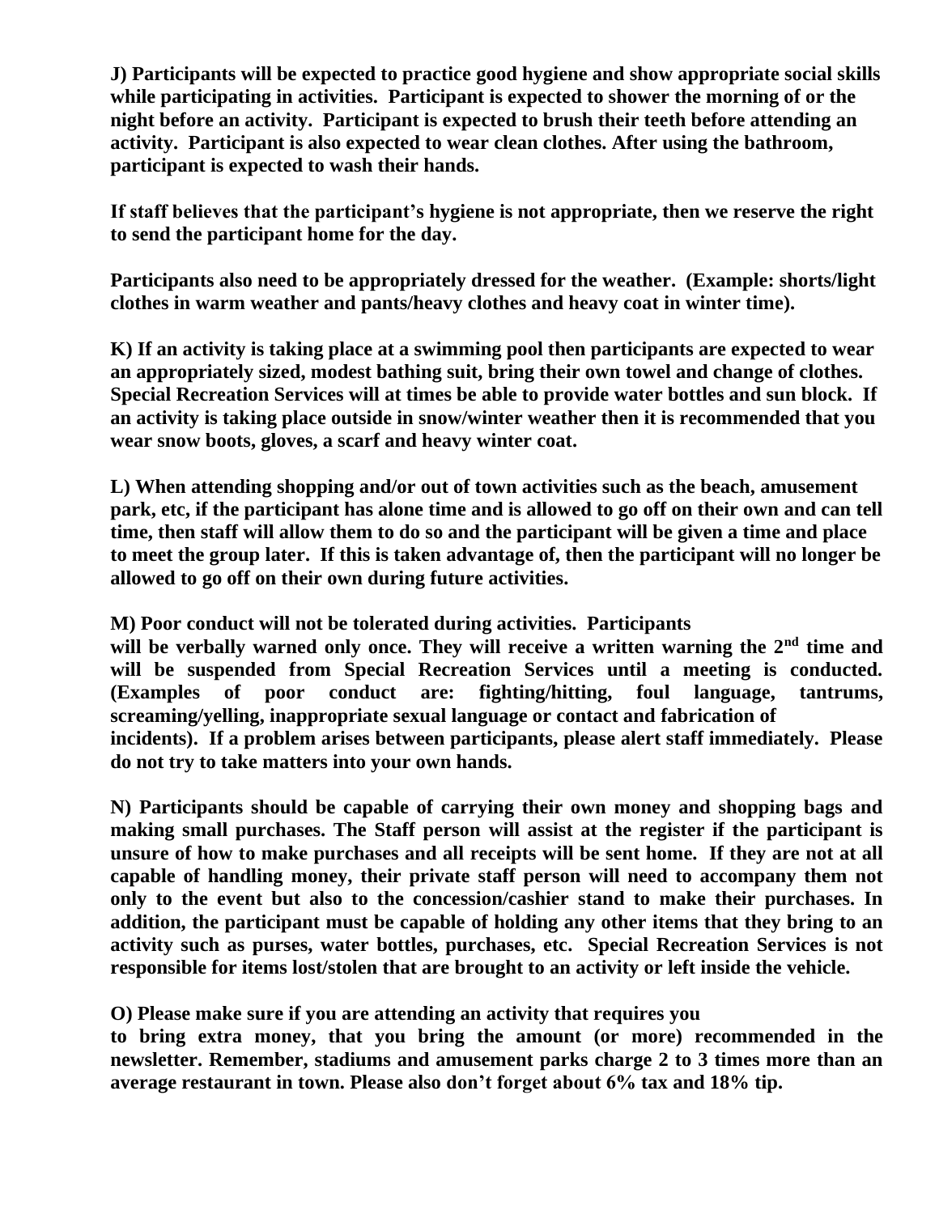**J) Participants will be expected to practice good hygiene and show appropriate social skills while participating in activities. Participant is expected to shower the morning of or the night before an activity. Participant is expected to brush their teeth before attending an activity. Participant is also expected to wear clean clothes. After using the bathroom, participant is expected to wash their hands.**

**If staff believes that the participant's hygiene is not appropriate, then we reserve the right to send the participant home for the day.**

**Participants also need to be appropriately dressed for the weather. (Example: shorts/light clothes in warm weather and pants/heavy clothes and heavy coat in winter time).**

**K) If an activity is taking place at a swimming pool then participants are expected to wear an appropriately sized, modest bathing suit, bring their own towel and change of clothes. Special Recreation Services will at times be able to provide water bottles and sun block. If an activity is taking place outside in snow/winter weather then it is recommended that you wear snow boots, gloves, a scarf and heavy winter coat.**

**L) When attending shopping and/or out of town activities such as the beach, amusement park, etc, if the participant has alone time and is allowed to go off on their own and can tell time, then staff will allow them to do so and the participant will be given a time and place to meet the group later. If this is taken advantage of, then the participant will no longer be allowed to go off on their own during future activities.**

**M) Poor conduct will not be tolerated during activities. Participants will be verbally warned only once. They will receive a written warning the 2nd time and will be suspended from Special Recreation Services until a meeting is conducted. (Examples of poor conduct are: fighting/hitting, foul language, tantrums, screaming/yelling, inappropriate sexual language or contact and fabrication of incidents). If a problem arises between participants, please alert staff immediately. Please do not try to take matters into your own hands.**

**N) Participants should be capable of carrying their own money and shopping bags and making small purchases. The Staff person will assist at the register if the participant is unsure of how to make purchases and all receipts will be sent home. If they are not at all capable of handling money, their private staff person will need to accompany them not only to the event but also to the concession/cashier stand to make their purchases. In addition, the participant must be capable of holding any other items that they bring to an activity such as purses, water bottles, purchases, etc. Special Recreation Services is not responsible for items lost/stolen that are brought to an activity or left inside the vehicle.**

**O) Please make sure if you are attending an activity that requires you to bring extra money, that you bring the amount (or more) recommended in the newsletter. Remember, stadiums and amusement parks charge 2 to 3 times more than an average restaurant in town. Please also don't forget about 6% tax and 18% tip.**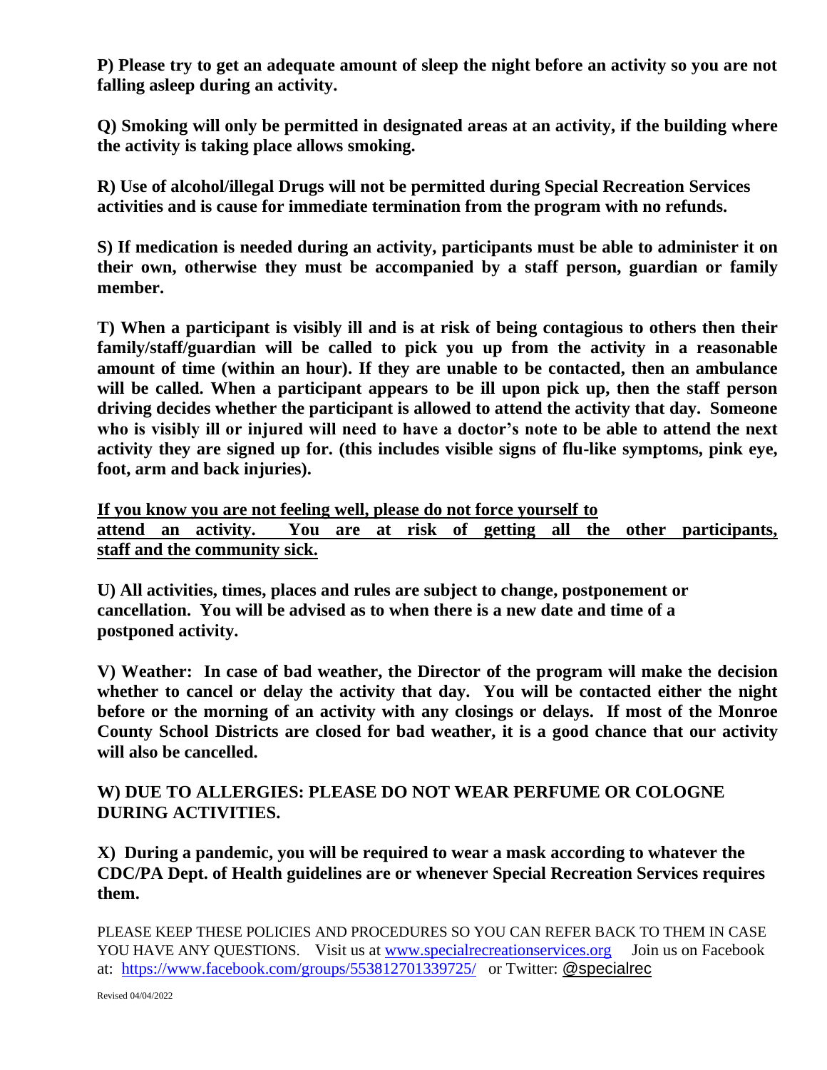**P) Please try to get an adequate amount of sleep the night before an activity so you are not falling asleep during an activity.**

**Q) Smoking will only be permitted in designated areas at an activity, if the building where the activity is taking place allows smoking.**

**R) Use of alcohol/illegal Drugs will not be permitted during Special Recreation Services activities and is cause for immediate termination from the program with no refunds.**

**S) If medication is needed during an activity, participants must be able to administer it on their own, otherwise they must be accompanied by a staff person, guardian or family member.**

**T) When a participant is visibly ill and is at risk of being contagious to others then their family/staff/guardian will be called to pick you up from the activity in a reasonable amount of time (within an hour). If they are unable to be contacted, then an ambulance will be called. When a participant appears to be ill upon pick up, then the staff person driving decides whether the participant is allowed to attend the activity that day. Someone who is visibly ill or injured will need to have a doctor's note to be able to attend the next activity they are signed up for. (this includes visible signs of flu-like symptoms, pink eye, foot, arm and back injuries).**

**<u>If you know you are not feeling well, please do not force yourself to attend an activity. You are at risk of getting all the other participants, staff and the community sick.</u>**

**U) All activities, times, places and rules are subject to change, postponement or cancellation. You will be advised as to when there is a new date and time of a postponed activity.**

**V) Weather: In case of bad weather, the Director of the program will make the decision whether to cancel or delay the activity that day. You will be contacted either the night before or the morning of an activity with any closings or delays. If most of the Monroe County School Districts are closed for bad weather, it is a good chance that our activity will also be cancelled.**

**W) DUE TO ALLERGIES: PLEASE DO NOT WEAR PERFUME OR COLOGNE DURING ACTIVITIES.**

**X) During a pandemic, you will be required to wear a mask according to whatever the CDC/PA Dept. of Health guidelines are or whenever Special Recreation Services requires them.**

PLEASE KEEP THESE POLICIES AND PROCEDURES SO YOU CAN REFER BACK TO THEM IN CASE YOU HAVE ANY QUESTIONS. Visit us at www.specialrecreationservices.org Join us on Facebook at: https://www.facebook.com/groups/553812701339725/ or Twitter: @specialrec

Revised 04/04/2022